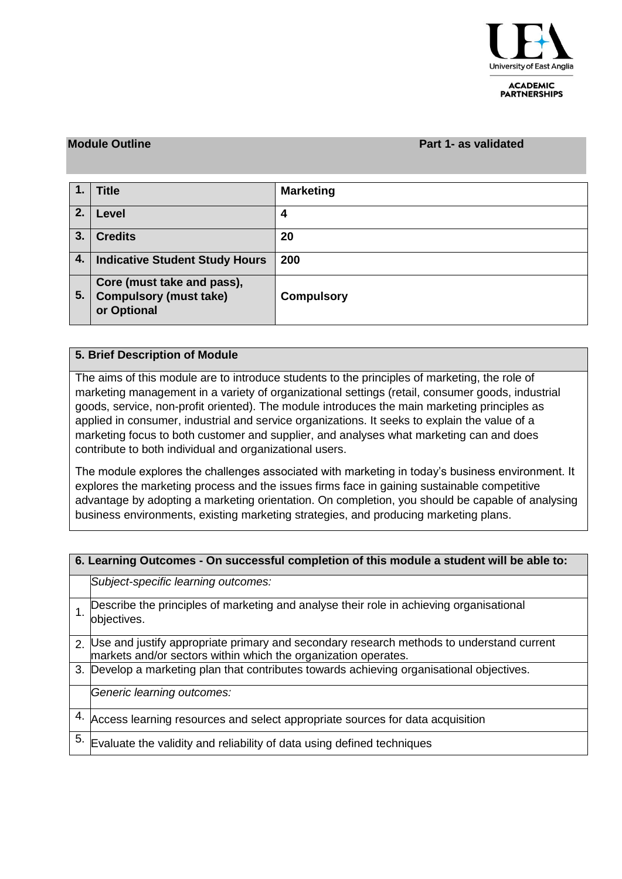**Module Outline** **Part 1- as validated**

| | | |
|---|---|---|
| 1. | **Title** | **Marketing** |
| 2. | **Level** | **4** |
| 3. | **Credits** | **20** |
| 4. | **Indicative Student Study Hours** | **200** |
| 5. | **Core (must take and pass), Compulsory (must take) or Optional** | **Compulsory** |

**5. Brief Description of Module**

The aims of this module are to introduce students to the principles of marketing, the role of marketing management in a variety of organizational settings (retail, consumer goods, industrial goods, service, non-profit oriented). The module introduces the main marketing principles as applied in consumer, industrial and service organizations. It seeks to explain the value of a marketing focus to both customer and supplier, and analyses what marketing can and does contribute to both individual and organizational users.

The module explores the challenges associated with marketing in today's business environment. It explores the marketing process and the issues firms face in gaining sustainable competitive advantage by adopting a marketing orientation. On completion, you should be capable of analysing business environments, existing marketing strategies, and producing marketing plans.

| **6. Learning Outcomes - On successful completion of this module a student will be able to:** | |
|---|---|
| | *Subject-specific learning outcomes:* |
| 1. | Describe the principles of marketing and analyse their role in achieving organisational objectives. |
| 2. | Use and justify appropriate primary and secondary research methods to understand current markets and/or sectors within which the organization operates. |
| 3. | Develop a marketing plan that contributes towards achieving organisational objectives. |
| | *Generic learning outcomes:* |
| 4. | Access learning resources and select appropriate sources for data acquisition |
| 5. | Evaluate the validity and reliability of data using defined techniques |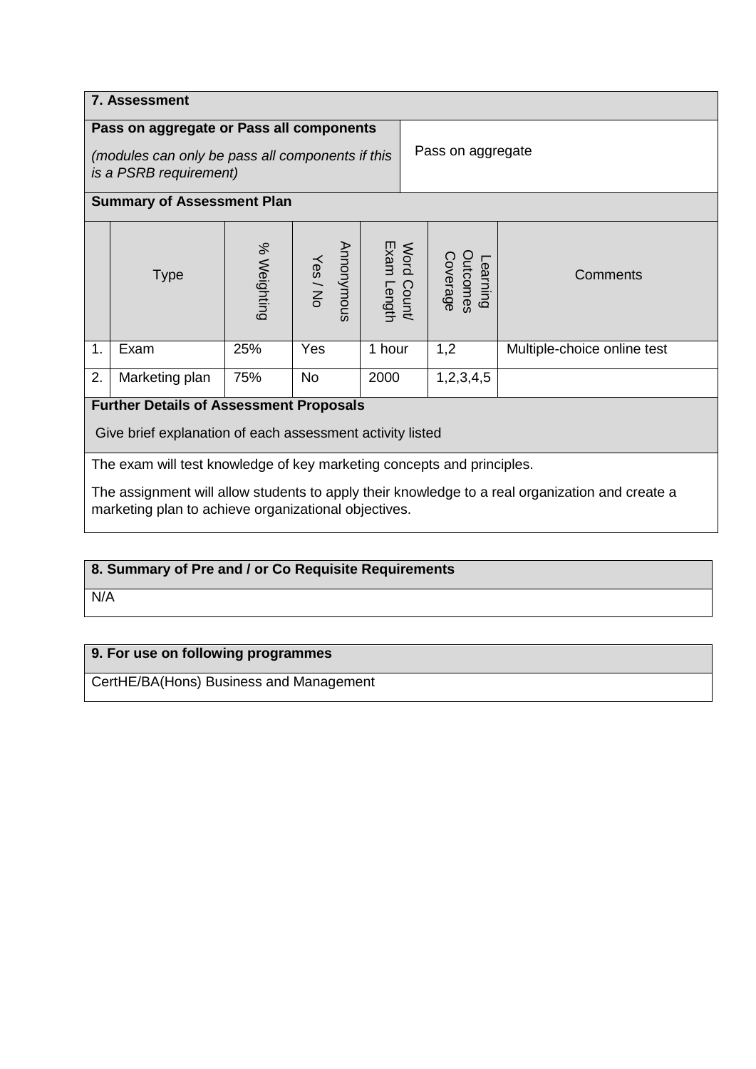## 7. Assessment

**Pass on aggregate or Pass all components**

*(modules can only be pass all components if this is a PSRB requirement)*

Pass on aggregate

**Summary of Assessment Plan**

| | Type | % Weighting | Annonymous Yes / No | Word Count/ Exam Length | Learning Outcomes Coverage | Comments |
|---|---|---|---|---|---|---|
| 1. | Exam | 25% | Yes | 1 hour | 1,2 | Multiple-choice online test |
| 2. | Marketing plan | 75% | No | 2000 | 1,2,3,4,5 | |

**Further Details of Assessment Proposals**

Give brief explanation of each assessment activity listed

The exam will test knowledge of key marketing concepts and principles.

The assignment will allow students to apply their knowledge to a real organization and create a marketing plan to achieve organizational objectives.

## 8. Summary of Pre and / or Co Requisite Requirements

N/A

## 9. For use on following programmes

CertHE/BA(Hons) Business and Management